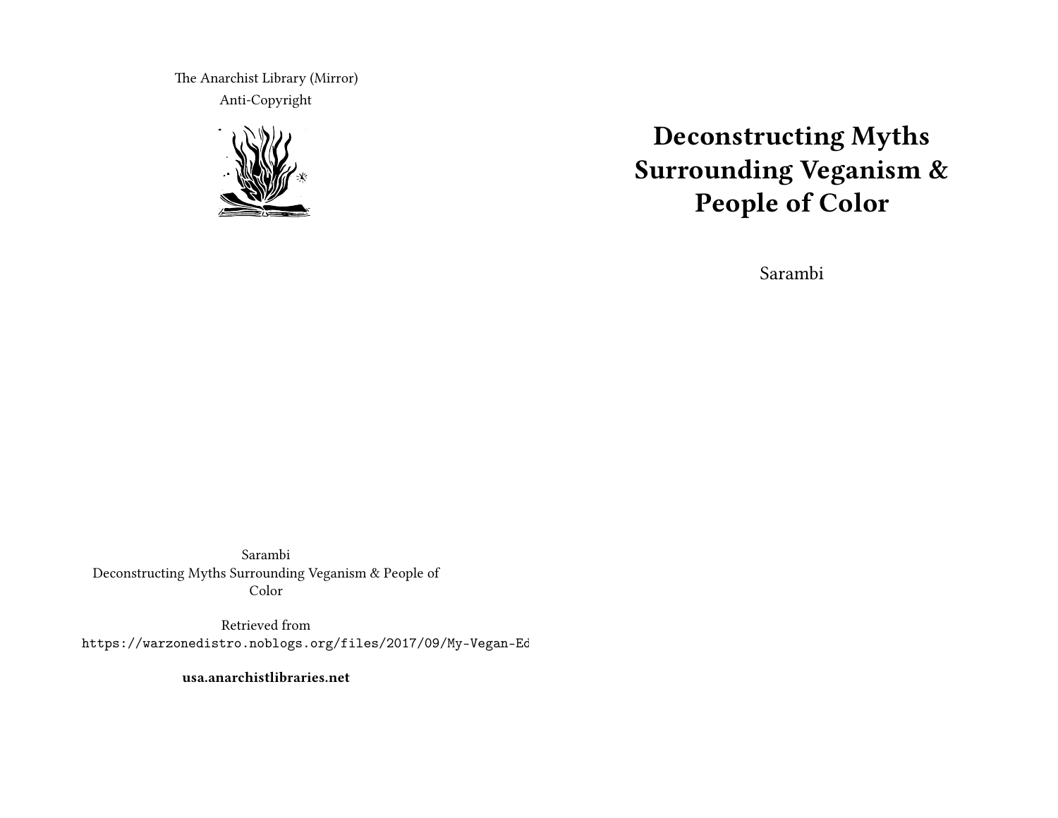The Anarchist Library (Mirror)
Anti-Copyright

Sarambi
Deconstructing Myths Surrounding Veganism & People of Color

Retrieved from
https://warzonedistro.noblogs.org/files/2017/09/My-Vegan-Ed

**usa.anarchistlibraries.net**

# Deconstructing Myths Surrounding Veganism & People of Color

Sarambi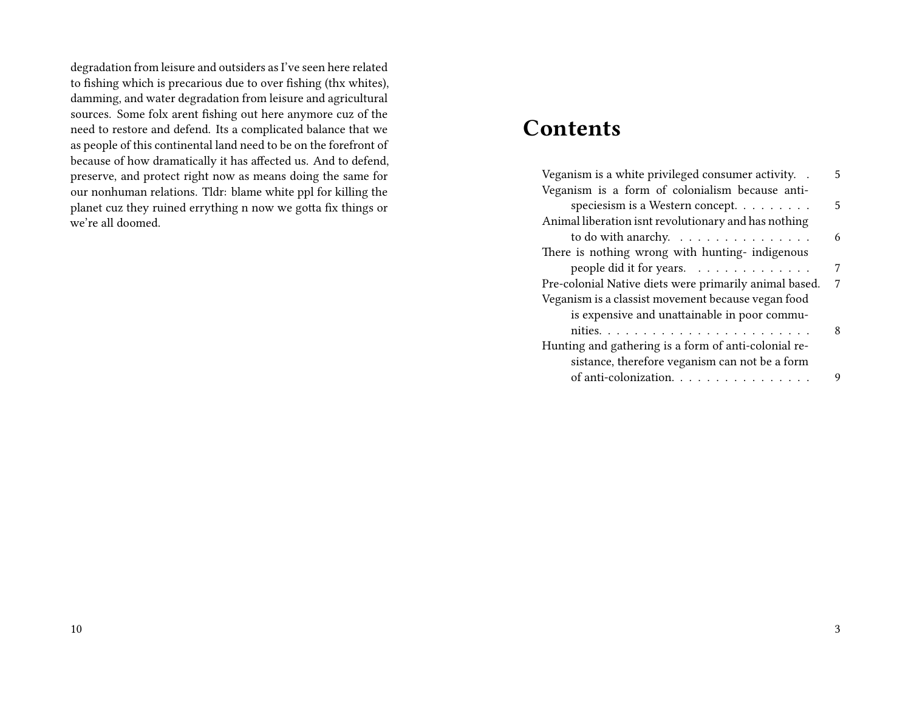degradation from leisure and outsiders as I've seen here related to fishing which is precarious due to over fishing (thx whites), damming, and water degradation from leisure and agricultural sources. Some folx arent fishing out here anymore cuz of the need to restore and defend. Its a complicated balance that we as people of this continental land need to be on the forefront of because of how dramatically it has affected us. And to defend, preserve, and protect right now as means doing the same for our nonhuman relations. Tldr: blame white ppl for killing the planet cuz they ruined errything n now we gotta fix things or we're all doomed.

# Contents

- Veganism is a white privileged consumer activity. . . . 5
- Veganism is a form of colonialism because anti-speciesism is a Western concept. . . . . . . . . 5
- Animal liberation isnt revolutionary and has nothing to do with anarchy. . . . . . . . . . . . . . . . 6
- There is nothing wrong with hunting- indigenous people did it for years. . . . . . . . . . . . . 7
- Pre-colonial Native diets were primarily animal based. 7
- Veganism is a classist movement because vegan food is expensive and unattainable in poor communities. . . . . . . . . . . . . . . . . . . . . . . . 8
- Hunting and gathering is a form of anti-colonial resistance, therefore veganism can not be a form of anti-colonization. . . . . . . . . . . . . . . . 9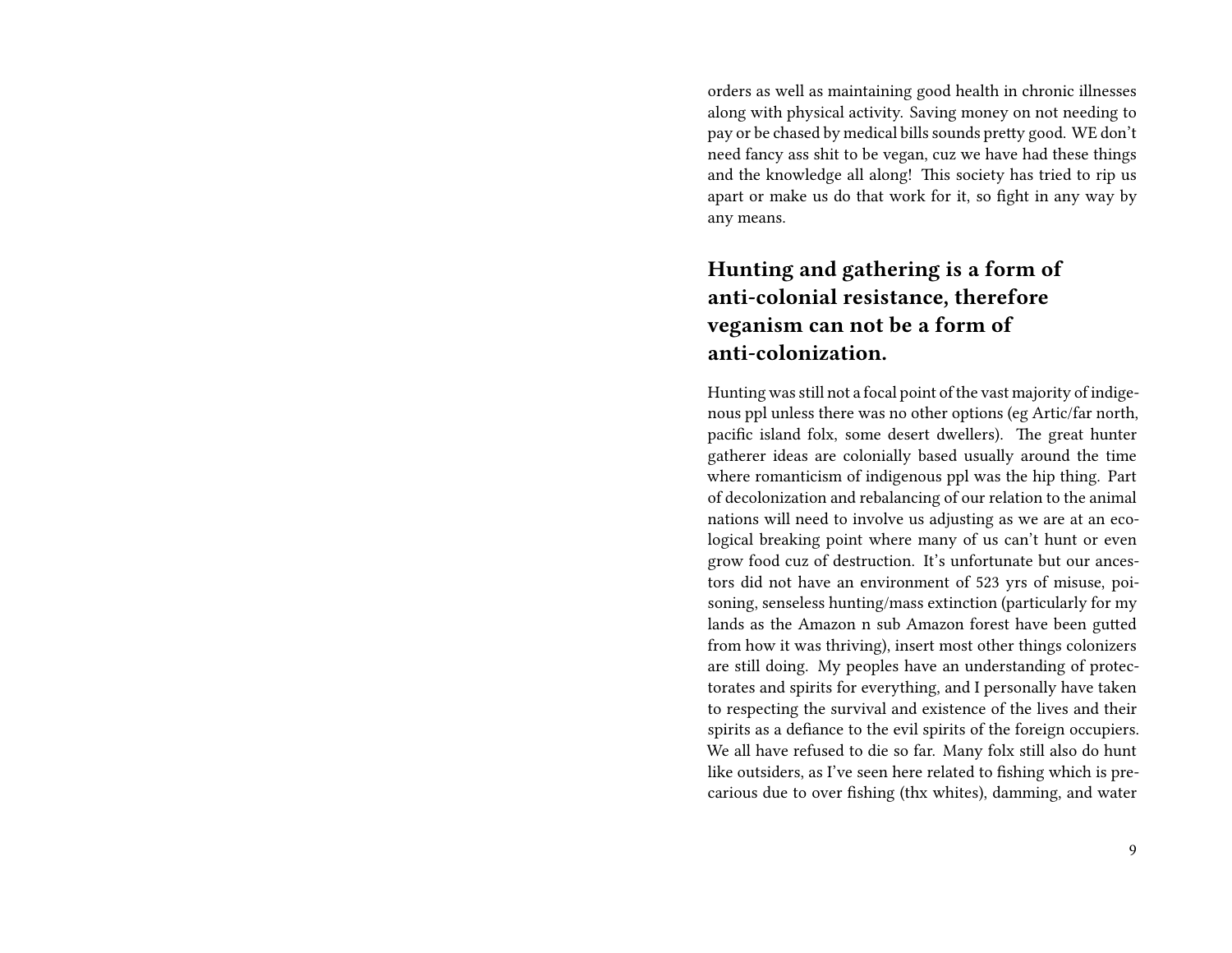orders as well as maintaining good health in chronic illnesses along with physical activity. Saving money on not needing to pay or be chased by medical bills sounds pretty good. WE don't need fancy ass shit to be vegan, cuz we have had these things and the knowledge all along! This society has tried to rip us apart or make us do that work for it, so fight in any way by any means.

## Hunting and gathering is a form of anti-colonial resistance, therefore veganism can not be a form of anti-colonization.

Hunting was still not a focal point of the vast majority of indigenous ppl unless there was no other options (eg Artic/far north, pacific island folx, some desert dwellers). The great hunter gatherer ideas are colonially based usually around the time where romanticism of indigenous ppl was the hip thing. Part of decolonization and rebalancing of our relation to the animal nations will need to involve us adjusting as we are at an ecological breaking point where many of us can't hunt or even grow food cuz of destruction. It's unfortunate but our ancestors did not have an environment of 523 yrs of misuse, poisoning, senseless hunting/mass extinction (particularly for my lands as the Amazon n sub Amazon forest have been gutted from how it was thriving), insert most other things colonizers are still doing. My peoples have an understanding of protectorates and spirits for everything, and I personally have taken to respecting the survival and existence of the lives and their spirits as a defiance to the evil spirits of the foreign occupiers. We all have refused to die so far. Many folx still also do hunt like outsiders, as I've seen here related to fishing which is precarious due to over fishing (thx whites), damming, and water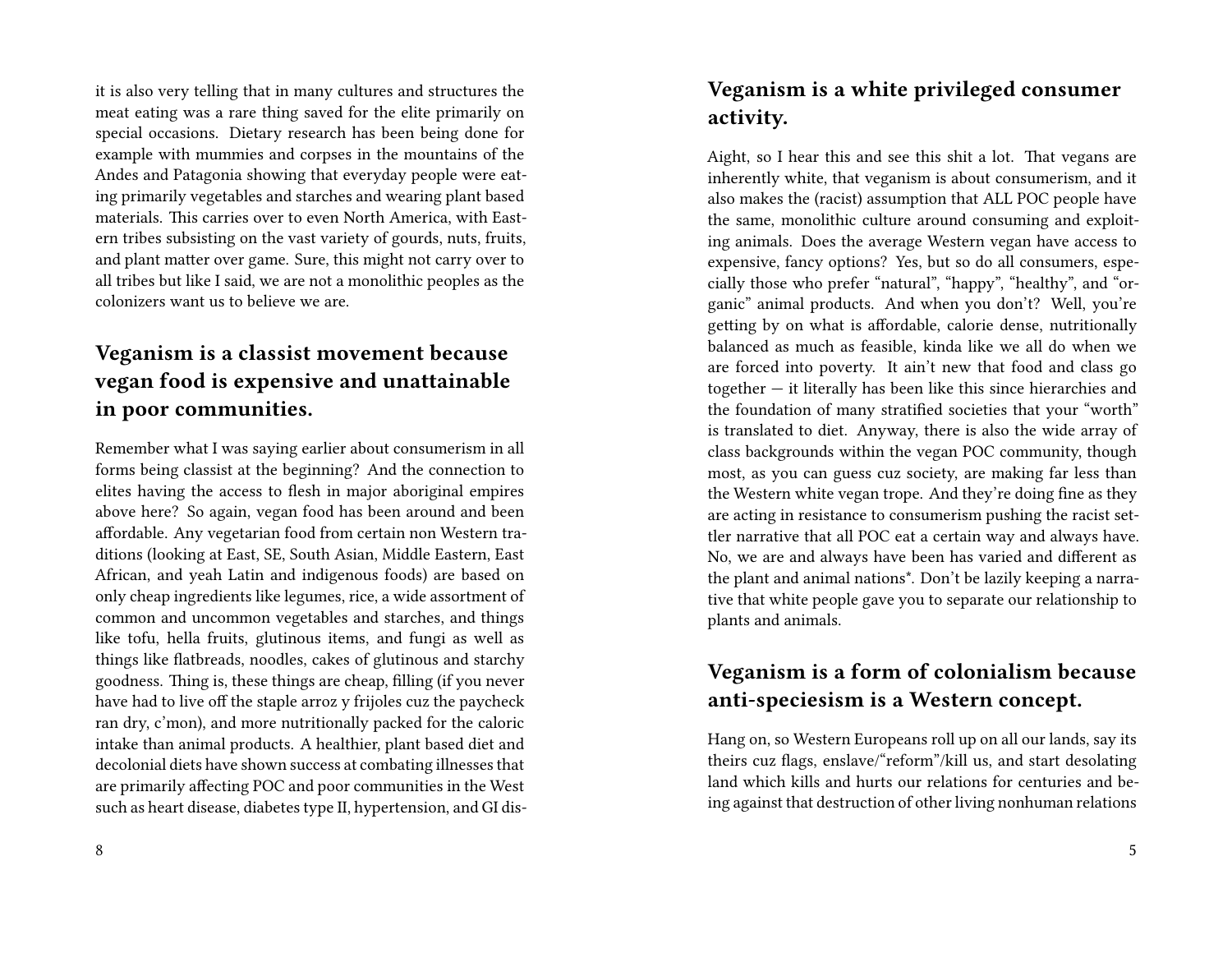it is also very telling that in many cultures and structures the meat eating was a rare thing saved for the elite primarily on special occasions. Dietary research has been being done for example with mummies and corpses in the mountains of the Andes and Patagonia showing that everyday people were eating primarily vegetables and starches and wearing plant based materials. This carries over to even North America, with Eastern tribes subsisting on the vast variety of gourds, nuts, fruits, and plant matter over game. Sure, this might not carry over to all tribes but like I said, we are not a monolithic peoples as the colonizers want us to believe we are.

## Veganism is a classist movement because vegan food is expensive and unattainable in poor communities.

Remember what I was saying earlier about consumerism in all forms being classist at the beginning? And the connection to elites having the access to flesh in major aboriginal empires above here? So again, vegan food has been around and been affordable. Any vegetarian food from certain non Western traditions (looking at East, SE, South Asian, Middle Eastern, East African, and yeah Latin and indigenous foods) are based on only cheap ingredients like legumes, rice, a wide assortment of common and uncommon vegetables and starches, and things like tofu, hella fruits, glutinous items, and fungi as well as things like flatbreads, noodles, cakes of glutinous and starchy goodness. Thing is, these things are cheap, filling (if you never have had to live off the staple arroz y frijoles cuz the paycheck ran dry, c'mon), and more nutritionally packed for the caloric intake than animal products. A healthier, plant based diet and decolonial diets have shown success at combating illnesses that are primarily affecting POC and poor communities in the West such as heart disease, diabetes type II, hypertension, and GI dis-

## Veganism is a white privileged consumer activity.

Aight, so I hear this and see this shit a lot. That vegans are inherently white, that veganism is about consumerism, and it also makes the (racist) assumption that ALL POC people have the same, monolithic culture around consuming and exploiting animals. Does the average Western vegan have access to expensive, fancy options? Yes, but so do all consumers, especially those who prefer "natural", "happy", "healthy", and "organic" animal products. And when you don't? Well, you're getting by on what is affordable, calorie dense, nutritionally balanced as much as feasible, kinda like we all do when we are forced into poverty. It ain't new that food and class go together — it literally has been like this since hierarchies and the foundation of many stratified societies that your "worth" is translated to diet. Anyway, there is also the wide array of class backgrounds within the vegan POC community, though most, as you can guess cuz society, are making far less than the Western white vegan trope. And they're doing fine as they are acting in resistance to consumerism pushing the racist settler narrative that all POC eat a certain way and always have. No, we are and always have been has varied and different as the plant and animal nations*. Don't be lazily keeping a narrative that white people gave you to separate our relationship to plants and animals.

## Veganism is a form of colonialism because anti-speciesism is a Western concept.

Hang on, so Western Europeans roll up on all our lands, say its theirs cuz flags, enslave/"reform"/kill us, and start desolating land which kills and hurts our relations for centuries and being against that destruction of other living nonhuman relations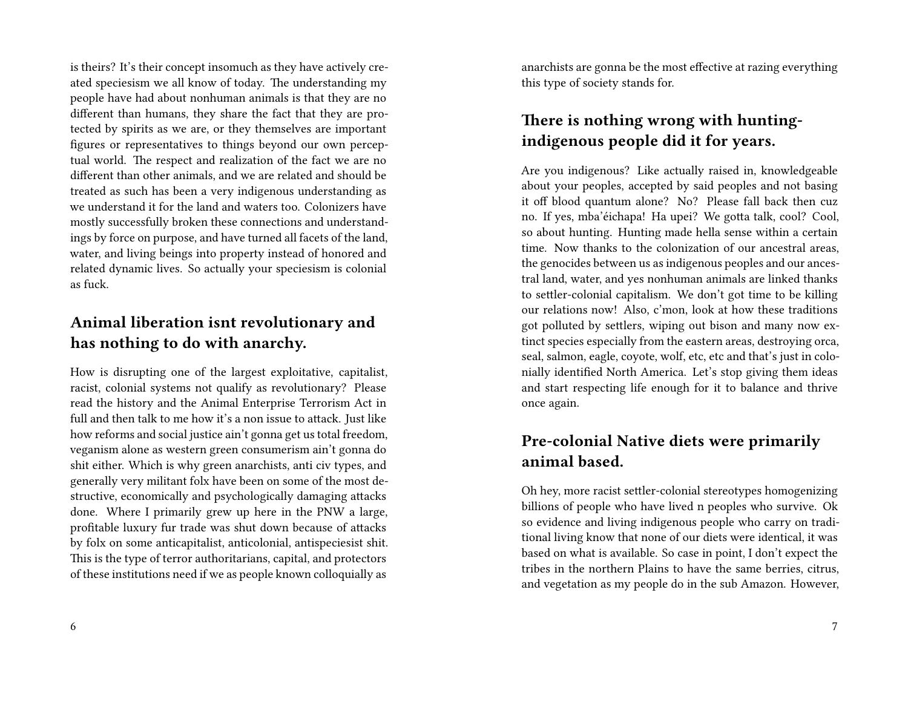is theirs? It's their concept insomuch as they have actively created speciesism we all know of today. The understanding my people have had about nonhuman animals is that they are no different than humans, they share the fact that they are protected by spirits as we are, or they themselves are important figures or representatives to things beyond our own perceptual world. The respect and realization of the fact we are no different than other animals, and we are related and should be treated as such has been a very indigenous understanding as we understand it for the land and waters too. Colonizers have mostly successfully broken these connections and understandings by force on purpose, and have turned all facets of the land, water, and living beings into property instead of honored and related dynamic lives. So actually your speciesism is colonial as fuck.

## Animal liberation isnt revolutionary and has nothing to do with anarchy.

How is disrupting one of the largest exploitative, capitalist, racist, colonial systems not qualify as revolutionary? Please read the history and the Animal Enterprise Terrorism Act in full and then talk to me how it's a non issue to attack. Just like how reforms and social justice ain't gonna get us total freedom, veganism alone as western green consumerism ain't gonna do shit either. Which is why green anarchists, anti civ types, and generally very militant folx have been on some of the most destructive, economically and psychologically damaging attacks done. Where I primarily grew up here in the PNW a large, profitable luxury fur trade was shut down because of attacks by folx on some anticapitalist, anticolonial, antispeciesist shit. This is the type of terror authoritarians, capital, and protectors of these institutions need if we as people known colloquially as anarchists are gonna be the most effective at razing everything this type of society stands for.

## There is nothing wrong with hunting-indigenous people did it for years.

Are you indigenous? Like actually raised in, knowledgeable about your peoples, accepted by said peoples and not basing it off blood quantum alone? No? Please fall back then cuz no. If yes, mba'éichapa! Ha upei? We gotta talk, cool? Cool, so about hunting. Hunting made hella sense within a certain time. Now thanks to the colonization of our ancestral areas, the genocides between us as indigenous peoples and our ancestral land, water, and yes nonhuman animals are linked thanks to settler-colonial capitalism. We don't got time to be killing our relations now! Also, c'mon, look at how these traditions got polluted by settlers, wiping out bison and many now extinct species especially from the eastern areas, destroying orca, seal, salmon, eagle, coyote, wolf, etc, etc and that's just in colonially identified North America. Let's stop giving them ideas and start respecting life enough for it to balance and thrive once again.

## Pre-colonial Native diets were primarily animal based.

Oh hey, more racist settler-colonial stereotypes homogenizing billions of people who have lived n peoples who survive. Ok so evidence and living indigenous people who carry on traditional living know that none of our diets were identical, it was based on what is available. So case in point, I don't expect the tribes in the northern Plains to have the same berries, citrus, and vegetation as my people do in the sub Amazon. However,